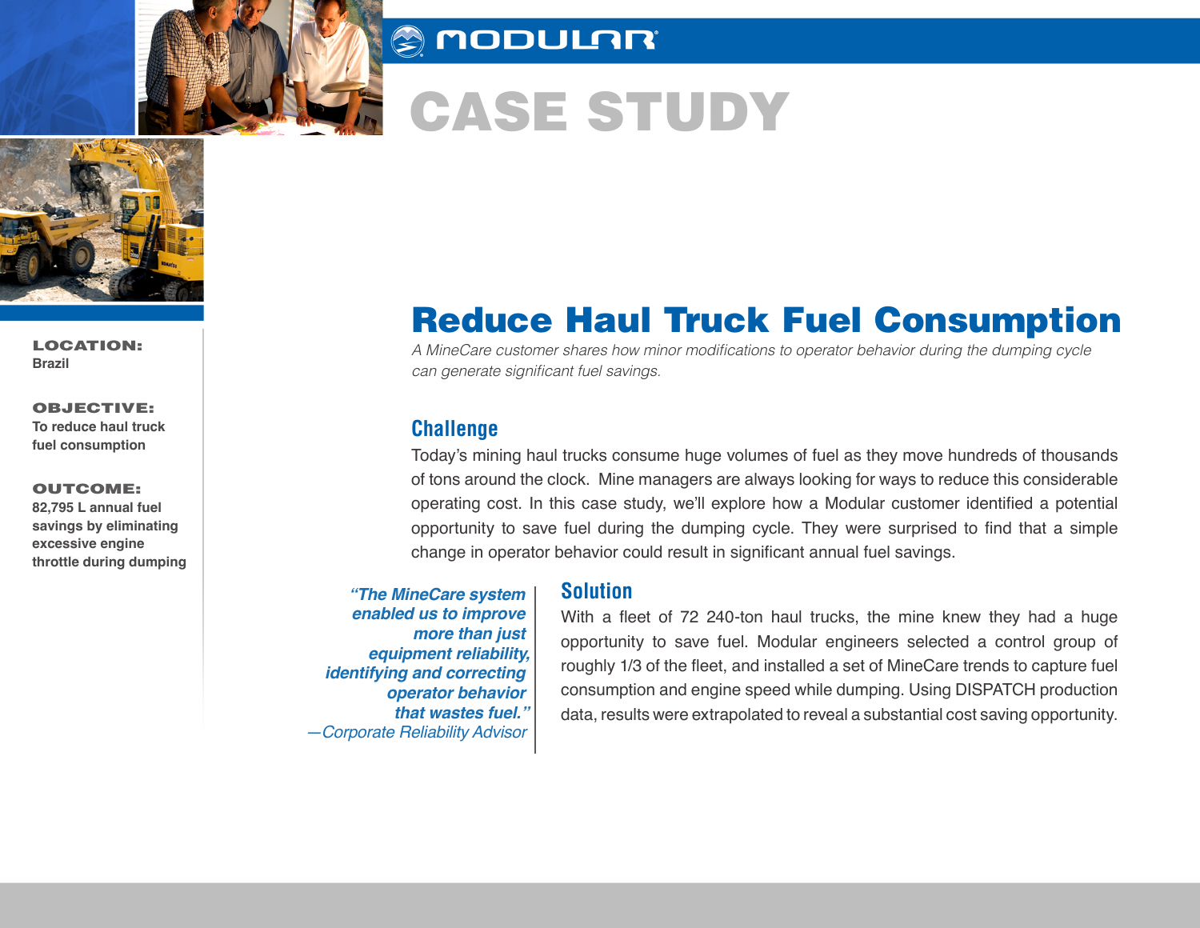MODULAR

# CASE STUDY

**LOCATION:**
Brazil

**OBJECTIVE:**
To reduce haul truck fuel consumption

**OUTCOME:**
82,795 L annual fuel savings by eliminating excessive engine throttle during dumping

# Reduce Haul Truck Fuel Consumption

*A MineCare customer shares how minor modifications to operator behavior during the dumping cycle can generate significant fuel savings.*

## Challenge

Today's mining haul trucks consume huge volumes of fuel as they move hundreds of thousands of tons around the clock. Mine managers are always looking for ways to reduce this considerable operating cost. In this case study, we'll explore how a Modular customer identified a potential opportunity to save fuel during the dumping cycle. They were surprised to find that a simple change in operator behavior could result in significant annual fuel savings.

> ***"The MineCare system enabled us to improve more than just equipment reliability, identifying and correcting operator behavior that wastes fuel."***
> *—Corporate Reliability Advisor*

## Solution

With a fleet of 72 240-ton haul trucks, the mine knew they had a huge opportunity to save fuel. Modular engineers selected a control group of roughly 1/3 of the fleet, and installed a set of MineCare trends to capture fuel consumption and engine speed while dumping. Using DISPATCH production data, results were extrapolated to reveal a substantial cost saving opportunity.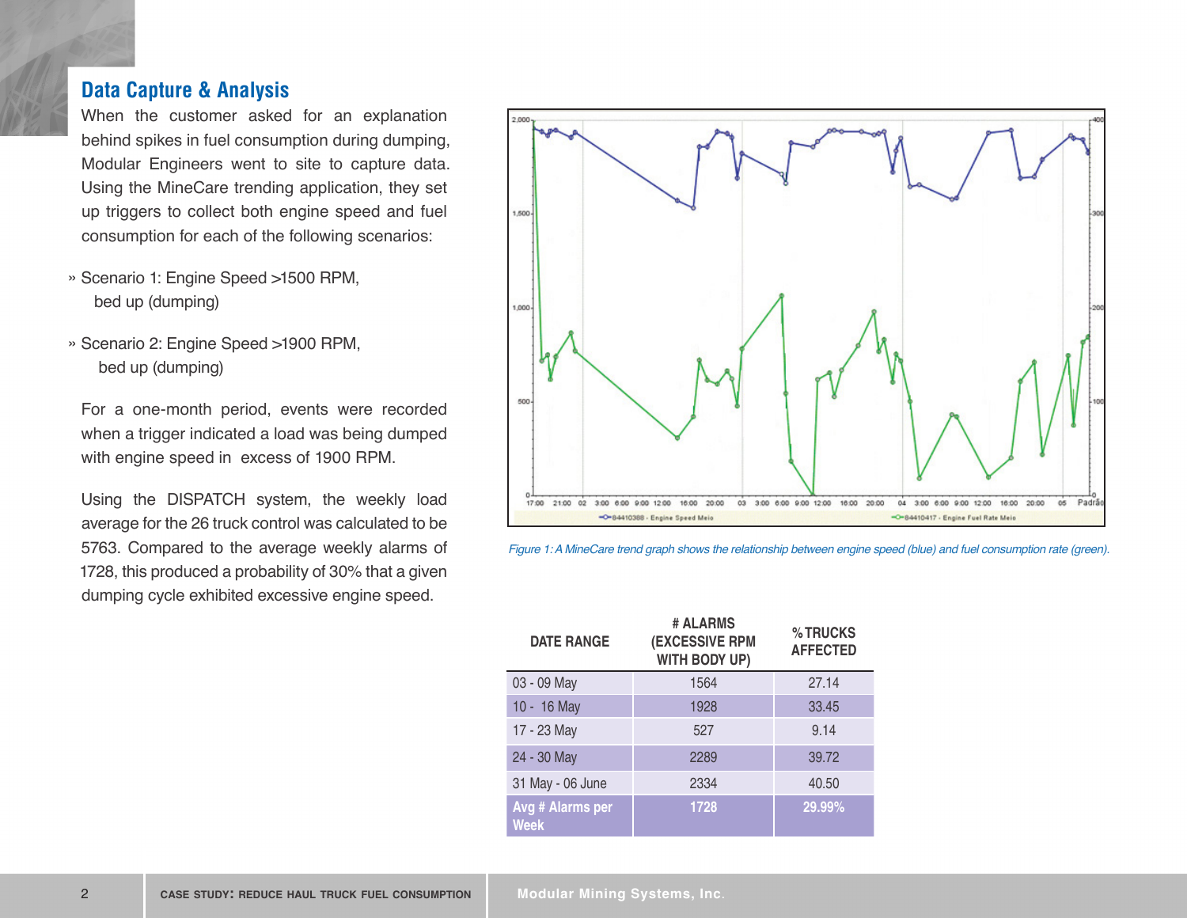## Data Capture & Analysis

When the customer asked for an explanation behind spikes in fuel consumption during dumping, Modular Engineers went to site to capture data. Using the MineCare trending application, they set up triggers to collect both engine speed and fuel consumption for each of the following scenarios:

» Scenario 1: Engine Speed >1500 RPM, bed up (dumping)

» Scenario 2: Engine Speed >1900 RPM, bed up (dumping)

For a one-month period, events were recorded when a trigger indicated a load was being dumped with engine speed in excess of 1900 RPM.

Using the DISPATCH system, the weekly load average for the 26 truck control was calculated to be 5763. Compared to the average weekly alarms of 1728, this produced a probability of 30% that a given dumping cycle exhibited excessive engine speed.

*Figure 1: A MineCare trend graph shows the relationship between engine speed (blue) and fuel consumption rate (green).*

| DATE RANGE | # ALARMS (EXCESSIVE RPM WITH BODY UP) | % TRUCKS AFFECTED |
|---|---|---|
| 03 - 09 May | 1564 | 27.14 |
| 10 - 16 May | 1928 | 33.45 |
| 17 - 23 May | 527 | 9.14 |
| 24 - 30 May | 2289 | 39.72 |
| 31 May - 06 June | 2334 | 40.50 |
| **Avg # Alarms per Week** | **1728** | **29.99%** |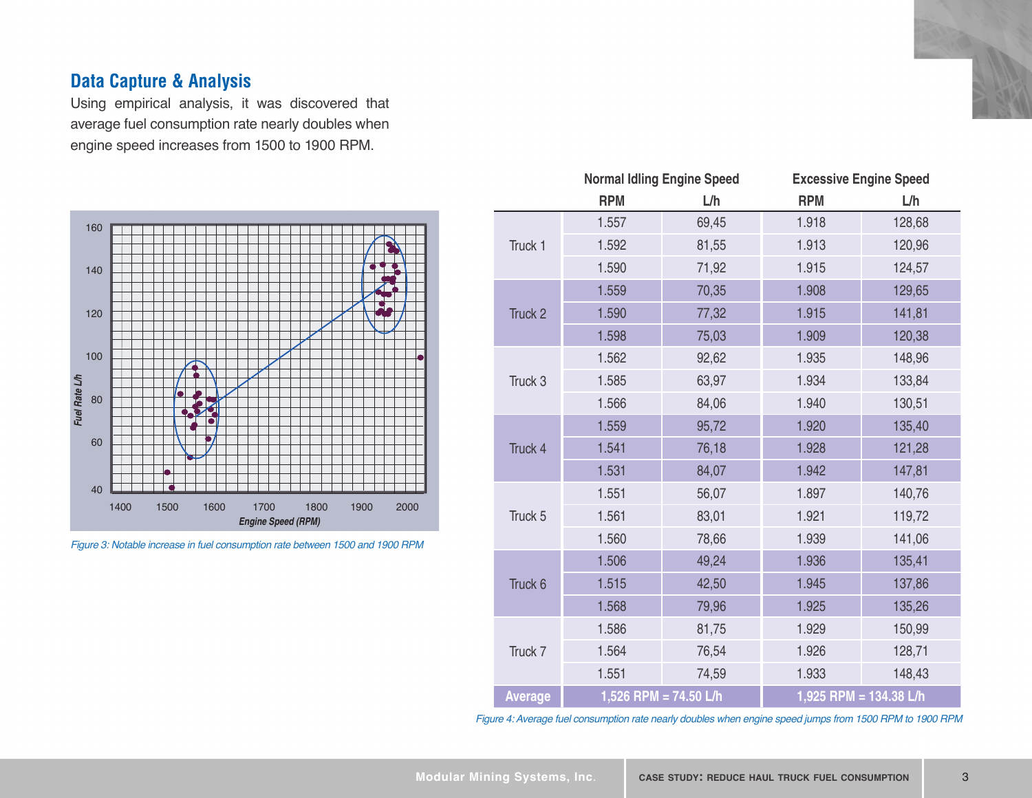## Data Capture & Analysis

Using empirical analysis, it was discovered that average fuel consumption rate nearly doubles when engine speed increases from 1500 to 1900 RPM.

*Figure 3: Notable increase in fuel consumption rate between 1500 and 1900 RPM*

| | Normal Idling Engine Speed | | Excessive Engine Speed | |
|---|---|---|---|---|
| | RPM | L/h | RPM | L/h |
| Truck 1 | 1.557 | 69,45 | 1.918 | 128,68 |
| | 1.592 | 81,55 | 1.913 | 120,96 |
| | 1.590 | 71,92 | 1.915 | 124,57 |
| Truck 2 | 1.559 | 70,35 | 1.908 | 129,65 |
| | 1.590 | 77,32 | 1.915 | 141,81 |
| | 1.598 | 75,03 | 1.909 | 120,38 |
| Truck 3 | 1.562 | 92,62 | 1.935 | 148,96 |
| | 1.585 | 63,97 | 1.934 | 133,84 |
| | 1.566 | 84,06 | 1.940 | 130,51 |
| Truck 4 | 1.559 | 95,72 | 1.920 | 135,40 |
| | 1.541 | 76,18 | 1.928 | 121,28 |
| | 1.531 | 84,07 | 1.942 | 147,81 |
| Truck 5 | 1.551 | 56,07 | 1.897 | 140,76 |
| | 1.561 | 83,01 | 1.921 | 119,72 |
| | 1.560 | 78,66 | 1.939 | 141,06 |
| Truck 6 | 1.506 | 49,24 | 1.936 | 135,41 |
| | 1.515 | 42,50 | 1.945 | 137,86 |
| | 1.568 | 79,96 | 1.925 | 135,26 |
| Truck 7 | 1.586 | 81,75 | 1.929 | 150,99 |
| | 1.564 | 76,54 | 1.926 | 128,71 |
| | 1.551 | 74,59 | 1.933 | 148,43 |
| **Average** | **1,526 RPM = 74.50 L/h** | | **1,925 RPM = 134.38 L/h** | |

*Figure 4: Average fuel consumption rate nearly doubles when engine speed jumps from 1500 RPM to 1900 RPM*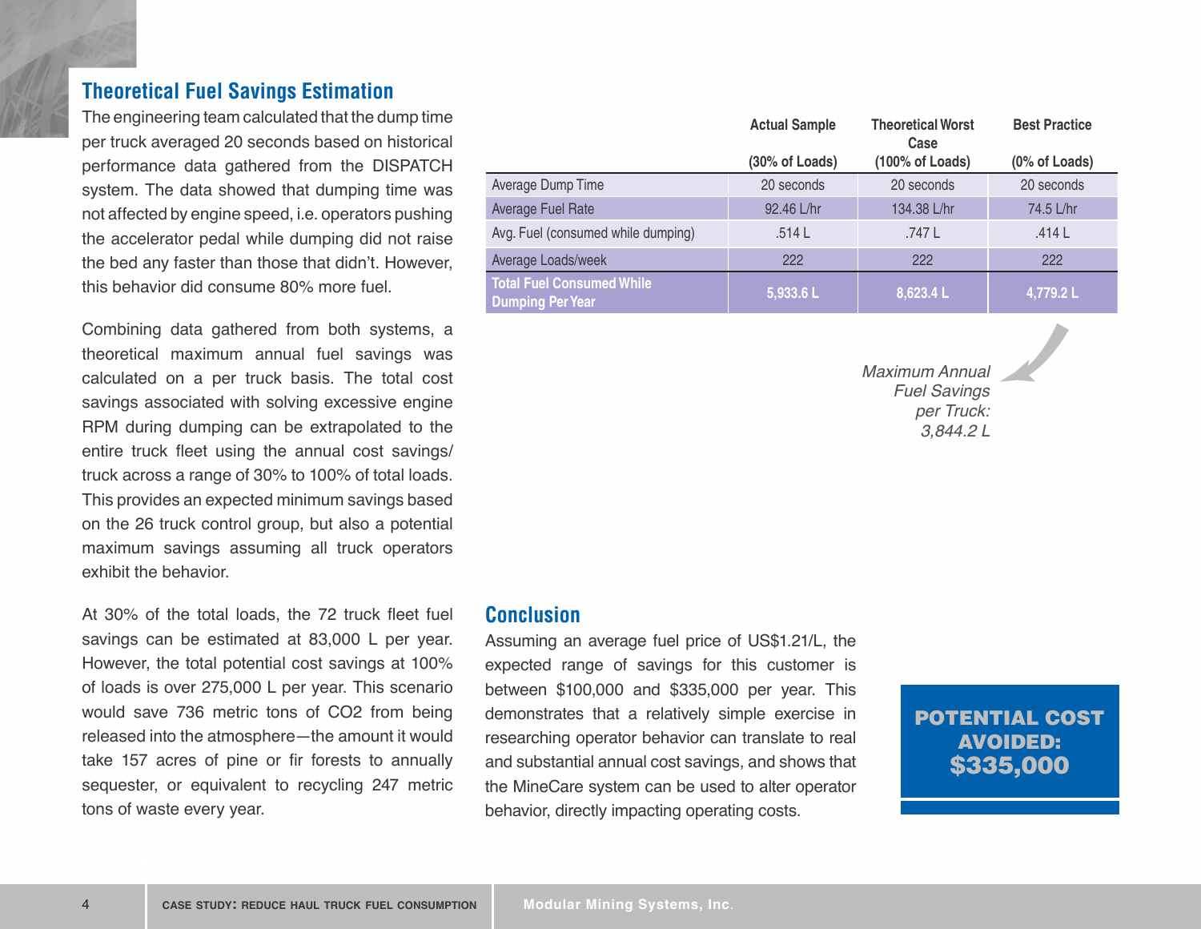## Theoretical Fuel Savings Estimation

The engineering team calculated that the dump time per truck averaged 20 seconds based on historical performance data gathered from the DISPATCH system. The data showed that dumping time was not affected by engine speed, i.e. operators pushing the accelerator pedal while dumping did not raise the bed any faster than those that didn't. However, this behavior did consume 80% more fuel.

Combining data gathered from both systems, a theoretical maximum annual fuel savings was calculated on a per truck basis. The total cost savings associated with solving excessive engine RPM during dumping can be extrapolated to the entire truck fleet using the annual cost savings/truck across a range of 30% to 100% of total loads. This provides an expected minimum savings based on the 26 truck control group, but also a potential maximum savings assuming all truck operators exhibit the behavior.

At 30% of the total loads, the 72 truck fleet fuel savings can be estimated at 83,000 L per year. However, the total potential cost savings at 100% of loads is over 275,000 L per year. This scenario would save 736 metric tons of $CO_2$ from being released into the atmosphere—the amount it would take 157 acres of pine or fir forests to annually sequester, or equivalent to recycling 247 metric tons of waste every year.

| | Actual Sample (30% of Loads) | Theoretical Worst Case (100% of Loads) | Best Practice (0% of Loads) |
|---|---|---|---|
| Average Dump Time | 20 seconds | 20 seconds | 20 seconds |
| Average Fuel Rate | 92.46 L/hr | 134.38 L/hr | 74.5 L/hr |
| Avg. Fuel (consumed while dumping) | .514 L | .747 L | .414 L |
| Average Loads/week | 222 | 222 | 222 |
| **Total Fuel Consumed While Dumping Per Year** | **5,933.6 L** | **8,623.4 L** | **4,779.2 L** |

*Maximum Annual Fuel Savings per Truck: 3,844.2 L*

## Conclusion

Assuming an average fuel price of US$1.21/L, the expected range of savings for this customer is between $100,000 and $335,000 per year. This demonstrates that a relatively simple exercise in researching operator behavior can translate to real and substantial annual cost savings, and shows that the MineCare system can be used to alter operator behavior, directly impacting operating costs.

**POTENTIAL COST AVOIDED: $335,000**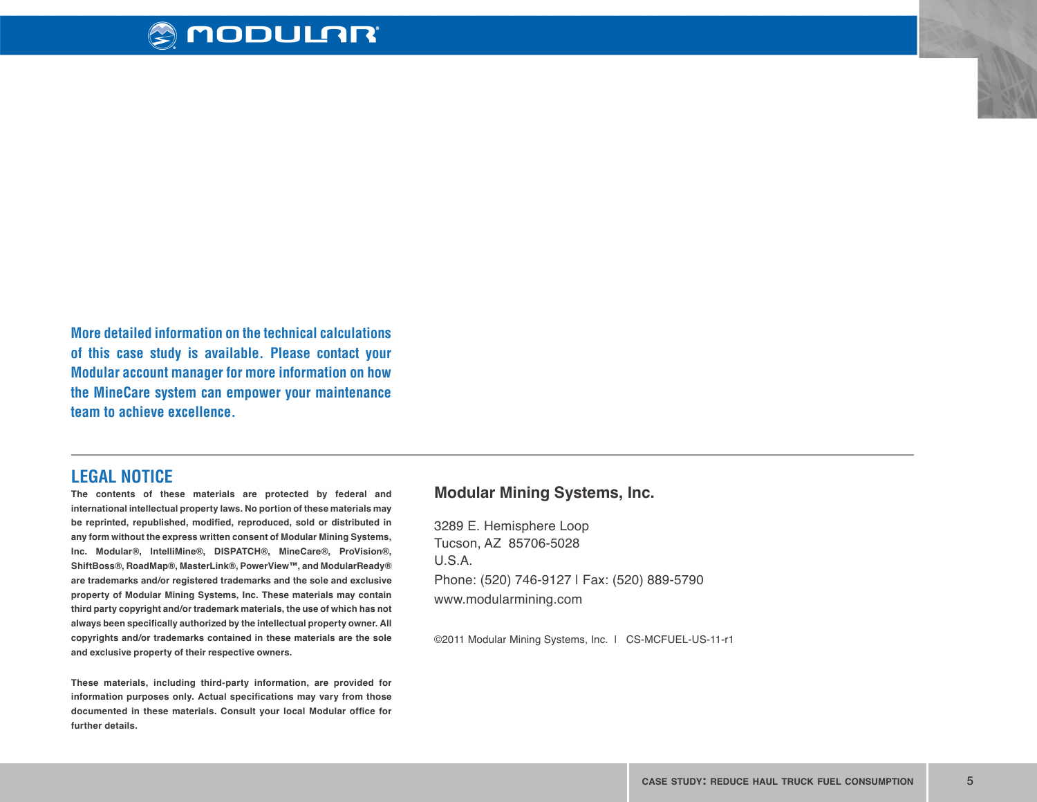**More detailed information on the technical calculations of this case study is available. Please contact your Modular account manager for more information on how the MineCare system can empower your maintenance team to achieve excellence.**

## LEGAL NOTICE

**The contents of these materials are protected by federal and international intellectual property laws. No portion of these materials may be reprinted, republished, modified, reproduced, sold or distributed in any form without the express written consent of Modular Mining Systems, Inc. Modular®, IntelliMine®, DISPATCH®, MineCare®, ProVision®, ShiftBoss®, RoadMap®, MasterLink®, PowerView™, and ModularReady® are trademarks and/or registered trademarks and the sole and exclusive property of Modular Mining Systems, Inc. These materials may contain third party copyright and/or trademark materials, the use of which has not always been specifically authorized by the intellectual property owner. All copyrights and/or trademarks contained in these materials are the sole and exclusive property of their respective owners.**

**These materials, including third-party information, are provided for information purposes only. Actual specifications may vary from those documented in these materials. Consult your local Modular office for further details.**

**Modular Mining Systems, Inc.**

3289 E. Hemisphere Loop
Tucson, AZ 85706-5028
U.S.A.

Phone: (520) 746-9127 | Fax: (520) 889-5790

www.modularmining.com

©2011 Modular Mining Systems, Inc. | CS-MCFUEL-US-11-r1